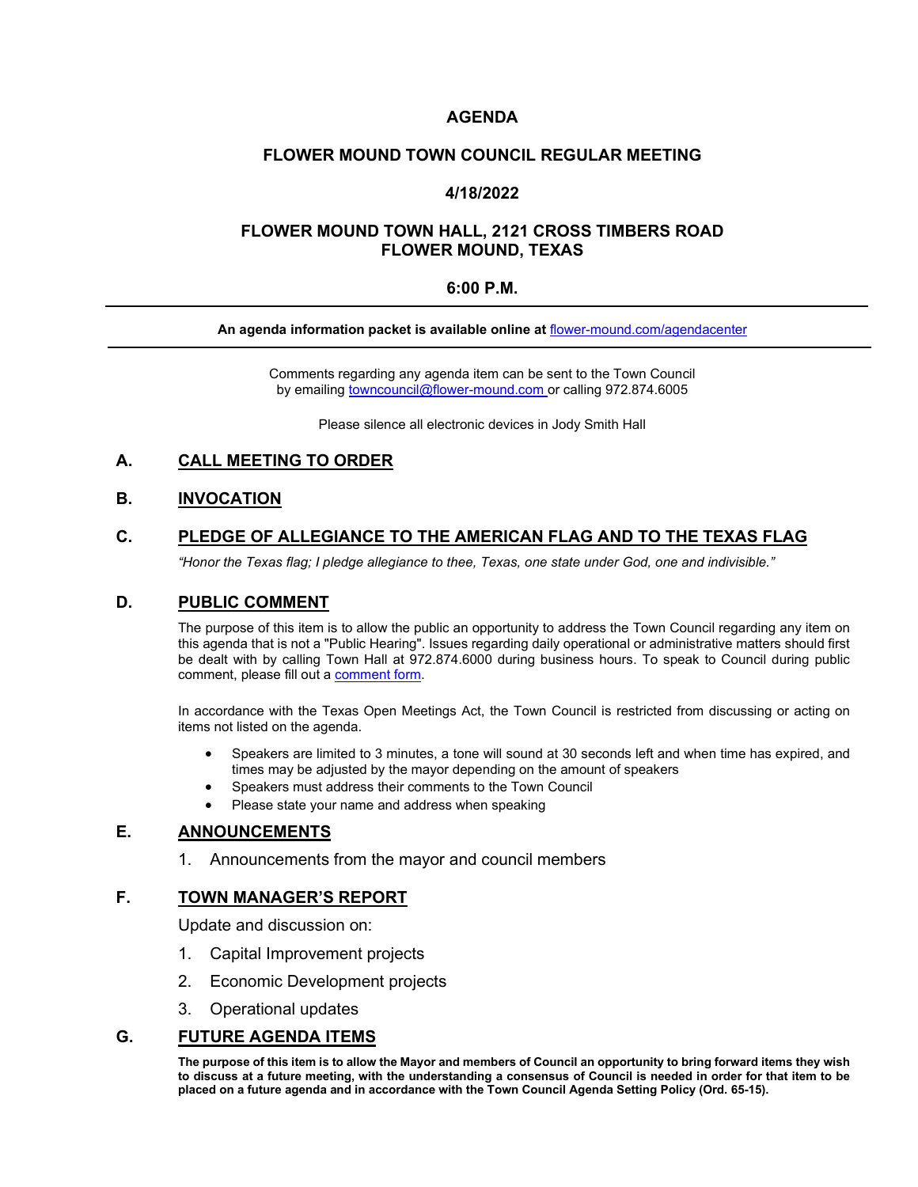# AGENDA

## FLOWER MOUND TOWN COUNCIL REGULAR MEETING

## 4/18/2022

## FLOWER MOUND TOWN HALL, 2121 CROSS TIMBERS ROAD
## FLOWER MOUND, TEXAS

## 6:00 P.M.

---

**An agenda information packet is available online at [flower-mound.com/agendacenter](flower-mound.com/agendacenter)**

---

Comments regarding any agenda item can be sent to the Town Council by emailing [towncouncil@flower-mound.com](mailto:towncouncil@flower-mound.com) or calling 972.874.6005

Please silence all electronic devices in Jody Smith Hall

## A. CALL MEETING TO ORDER

## B. INVOCATION

## C. PLEDGE OF ALLEGIANCE TO THE AMERICAN FLAG AND TO THE TEXAS FLAG

*"Honor the Texas flag; I pledge allegiance to thee, Texas, one state under God, one and indivisible."*

## D. PUBLIC COMMENT

The purpose of this item is to allow the public an opportunity to address the Town Council regarding any item on this agenda that is not a "Public Hearing". Issues regarding daily operational or administrative matters should first be dealt with by calling Town Hall at 972.874.6000 during business hours. To speak to Council during public comment, please fill out a comment form.

In accordance with the Texas Open Meetings Act, the Town Council is restricted from discussing or acting on items not listed on the agenda.

- Speakers are limited to 3 minutes, a tone will sound at 30 seconds left and when time has expired, and times may be adjusted by the mayor depending on the amount of speakers
- Speakers must address their comments to the Town Council
- Please state your name and address when speaking

## E. ANNOUNCEMENTS

1. Announcements from the mayor and council members

## F. TOWN MANAGER'S REPORT

Update and discussion on:

1. Capital Improvement projects
2. Economic Development projects
3. Operational updates

## G. FUTURE AGENDA ITEMS

**The purpose of this item is to allow the Mayor and members of Council an opportunity to bring forward items they wish to discuss at a future meeting, with the understanding a consensus of Council is needed in order for that item to be placed on a future agenda and in accordance with the Town Council Agenda Setting Policy (Ord. 65-15).**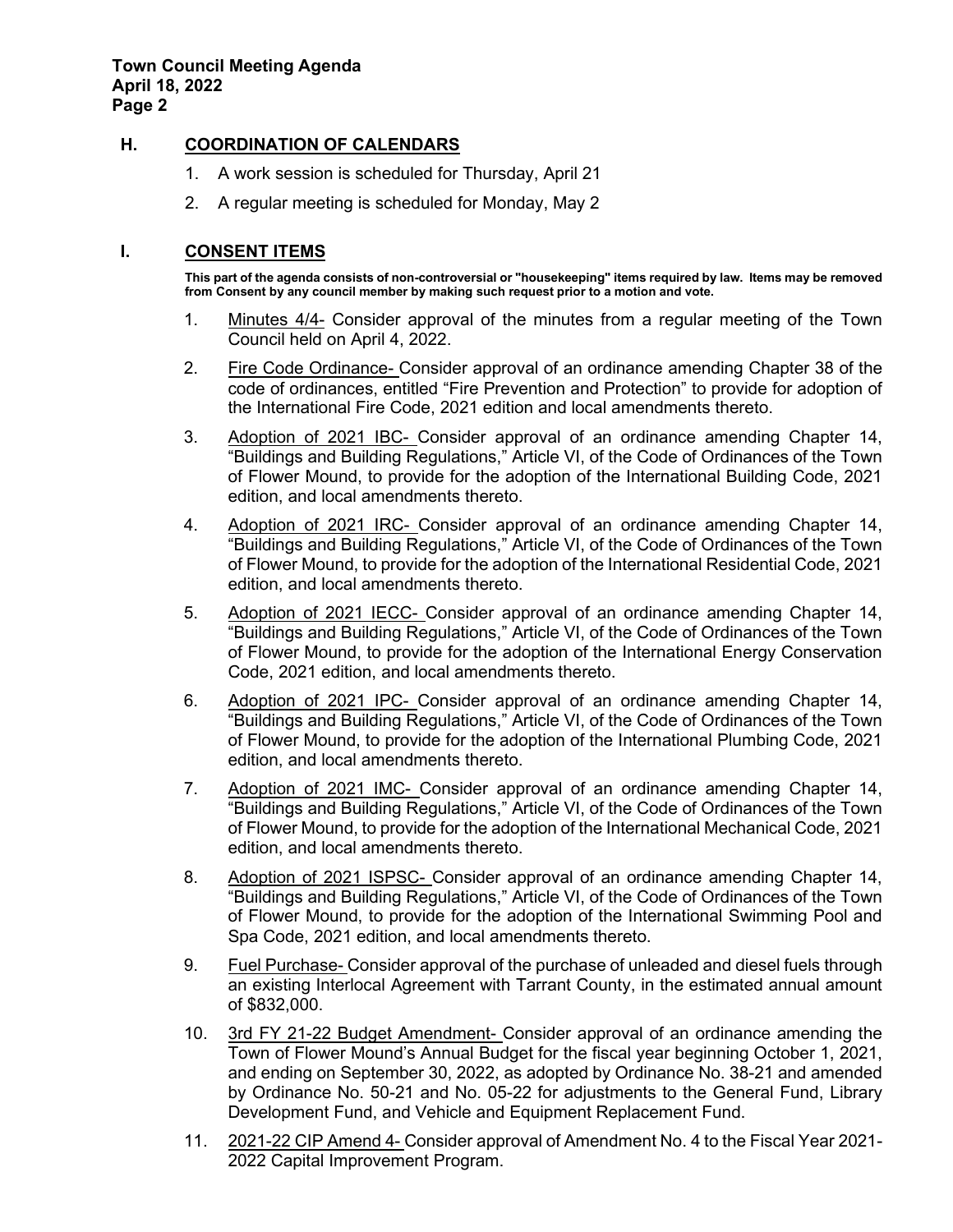## H. COORDINATION OF CALENDARS

1. A work session is scheduled for Thursday, April 21
2. A regular meeting is scheduled for Monday, May 2

## I. CONSENT ITEMS

**This part of the agenda consists of non-controversial or "housekeeping" items required by law. Items may be removed from Consent by any council member by making such request prior to a motion and vote.**

1. Minutes 4/4- Consider approval of the minutes from a regular meeting of the Town Council held on April 4, 2022.
2. Fire Code Ordinance- Consider approval of an ordinance amending Chapter 38 of the code of ordinances, entitled "Fire Prevention and Protection" to provide for adoption of the International Fire Code, 2021 edition and local amendments thereto.
3. Adoption of 2021 IBC- Consider approval of an ordinance amending Chapter 14, "Buildings and Building Regulations," Article VI, of the Code of Ordinances of the Town of Flower Mound, to provide for the adoption of the International Building Code, 2021 edition, and local amendments thereto.
4. Adoption of 2021 IRC- Consider approval of an ordinance amending Chapter 14, "Buildings and Building Regulations," Article VI, of the Code of Ordinances of the Town of Flower Mound, to provide for the adoption of the International Residential Code, 2021 edition, and local amendments thereto.
5. Adoption of 2021 IECC- Consider approval of an ordinance amending Chapter 14, "Buildings and Building Regulations," Article VI, of the Code of Ordinances of the Town of Flower Mound, to provide for the adoption of the International Energy Conservation Code, 2021 edition, and local amendments thereto.
6. Adoption of 2021 IPC- Consider approval of an ordinance amending Chapter 14, "Buildings and Building Regulations," Article VI, of the Code of Ordinances of the Town of Flower Mound, to provide for the adoption of the International Plumbing Code, 2021 edition, and local amendments thereto.
7. Adoption of 2021 IMC- Consider approval of an ordinance amending Chapter 14, "Buildings and Building Regulations," Article VI, of the Code of Ordinances of the Town of Flower Mound, to provide for the adoption of the International Mechanical Code, 2021 edition, and local amendments thereto.
8. Adoption of 2021 ISPSC- Consider approval of an ordinance amending Chapter 14, "Buildings and Building Regulations," Article VI, of the Code of Ordinances of the Town of Flower Mound, to provide for the adoption of the International Swimming Pool and Spa Code, 2021 edition, and local amendments thereto.
9. Fuel Purchase- Consider approval of the purchase of unleaded and diesel fuels through an existing Interlocal Agreement with Tarrant County, in the estimated annual amount of $832,000.
10. 3rd FY 21-22 Budget Amendment- Consider approval of an ordinance amending the Town of Flower Mound's Annual Budget for the fiscal year beginning October 1, 2021, and ending on September 30, 2022, as adopted by Ordinance No. 38-21 and amended by Ordinance No. 50-21 and No. 05-22 for adjustments to the General Fund, Library Development Fund, and Vehicle and Equipment Replacement Fund.
11. 2021-22 CIP Amend 4- Consider approval of Amendment No. 4 to the Fiscal Year 2021-2022 Capital Improvement Program.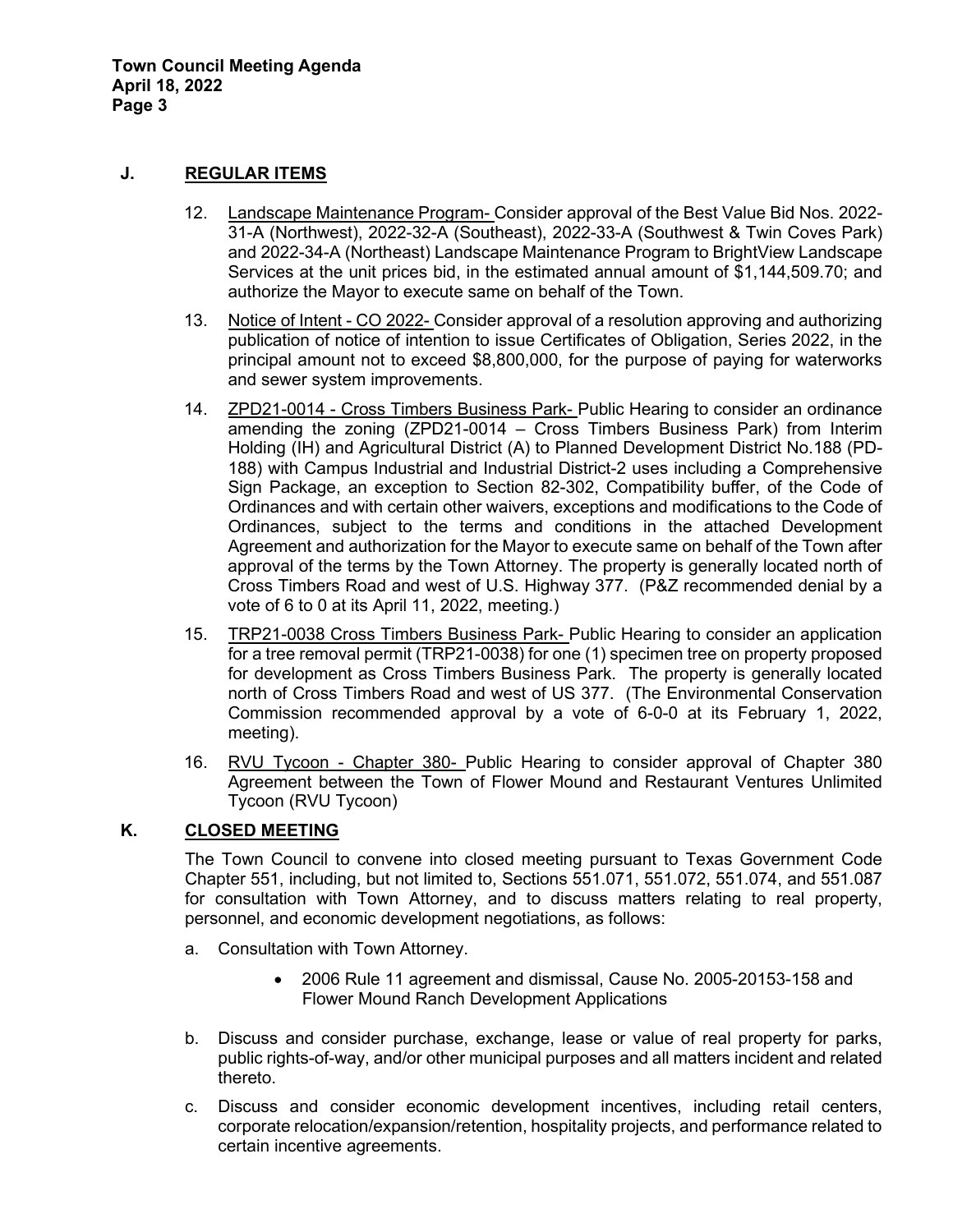## J. REGULAR ITEMS

12. Landscape Maintenance Program- Consider approval of the Best Value Bid Nos. 2022-31-A (Northwest), 2022-32-A (Southeast), 2022-33-A (Southwest & Twin Coves Park) and 2022-34-A (Northeast) Landscape Maintenance Program to BrightView Landscape Services at the unit prices bid, in the estimated annual amount of $1,144,509.70; and authorize the Mayor to execute same on behalf of the Town.

13. Notice of Intent - CO 2022- Consider approval of a resolution approving and authorizing publication of notice of intention to issue Certificates of Obligation, Series 2022, in the principal amount not to exceed $8,800,000, for the purpose of paying for waterworks and sewer system improvements.

14. ZPD21-0014 - Cross Timbers Business Park- Public Hearing to consider an ordinance amending the zoning (ZPD21-0014 – Cross Timbers Business Park) from Interim Holding (IH) and Agricultural District (A) to Planned Development District No.188 (PD-188) with Campus Industrial and Industrial District-2 uses including a Comprehensive Sign Package, an exception to Section 82-302, Compatibility buffer, of the Code of Ordinances and with certain other waivers, exceptions and modifications to the Code of Ordinances, subject to the terms and conditions in the attached Development Agreement and authorization for the Mayor to execute same on behalf of the Town after approval of the terms by the Town Attorney. The property is generally located north of Cross Timbers Road and west of U.S. Highway 377. (P&Z recommended denial by a vote of 6 to 0 at its April 11, 2022, meeting.)

15. TRP21-0038 Cross Timbers Business Park- Public Hearing to consider an application for a tree removal permit (TRP21-0038) for one (1) specimen tree on property proposed for development as Cross Timbers Business Park. The property is generally located north of Cross Timbers Road and west of US 377. (The Environmental Conservation Commission recommended approval by a vote of 6-0-0 at its February 1, 2022, meeting).

16. RVU Tycoon - Chapter 380- Public Hearing to consider approval of Chapter 380 Agreement between the Town of Flower Mound and Restaurant Ventures Unlimited Tycoon (RVU Tycoon)

## K. CLOSED MEETING

The Town Council to convene into closed meeting pursuant to Texas Government Code Chapter 551, including, but not limited to, Sections 551.071, 551.072, 551.074, and 551.087 for consultation with Town Attorney, and to discuss matters relating to real property, personnel, and economic development negotiations, as follows:

a. Consultation with Town Attorney.

   - 2006 Rule 11 agreement and dismissal, Cause No. 2005-20153-158 and Flower Mound Ranch Development Applications

b. Discuss and consider purchase, exchange, lease or value of real property for parks, public rights-of-way, and/or other municipal purposes and all matters incident and related thereto.

c. Discuss and consider economic development incentives, including retail centers, corporate relocation/expansion/retention, hospitality projects, and performance related to certain incentive agreements.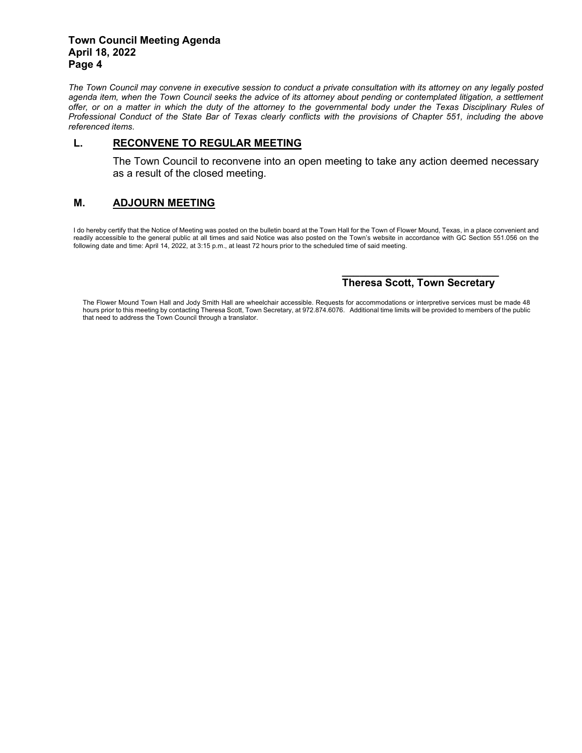*The Town Council may convene in executive session to conduct a private consultation with its attorney on any legally posted agenda item, when the Town Council seeks the advice of its attorney about pending or contemplated litigation, a settlement offer, or on a matter in which the duty of the attorney to the governmental body under the Texas Disciplinary Rules of Professional Conduct of the State Bar of Texas clearly conflicts with the provisions of Chapter 551, including the above referenced items*.

## L. RECONVENE TO REGULAR MEETING

The Town Council to reconvene into an open meeting to take any action deemed necessary as a result of the closed meeting.

## M. ADJOURN MEETING

I do hereby certify that the Notice of Meeting was posted on the bulletin board at the Town Hall for the Town of Flower Mound, Texas, in a place convenient and readily accessible to the general public at all times and said Notice was also posted on the Town's website in accordance with GC Section 551.056 on the following date and time: April 14, 2022, at 3:15 p.m., at least 72 hours prior to the scheduled time of said meeting.

\_\_\_\_\_\_\_\_\_\_\_\_\_\_\_\_\_\_\_\_\_\_\_\_\_\_\_\_\_\_

**Theresa Scott, Town Secretary**

The Flower Mound Town Hall and Jody Smith Hall are wheelchair accessible. Requests for accommodations or interpretive services must be made 48 hours prior to this meeting by contacting Theresa Scott, Town Secretary, at 972.874.6076. Additional time limits will be provided to members of the public that need to address the Town Council through a translator.